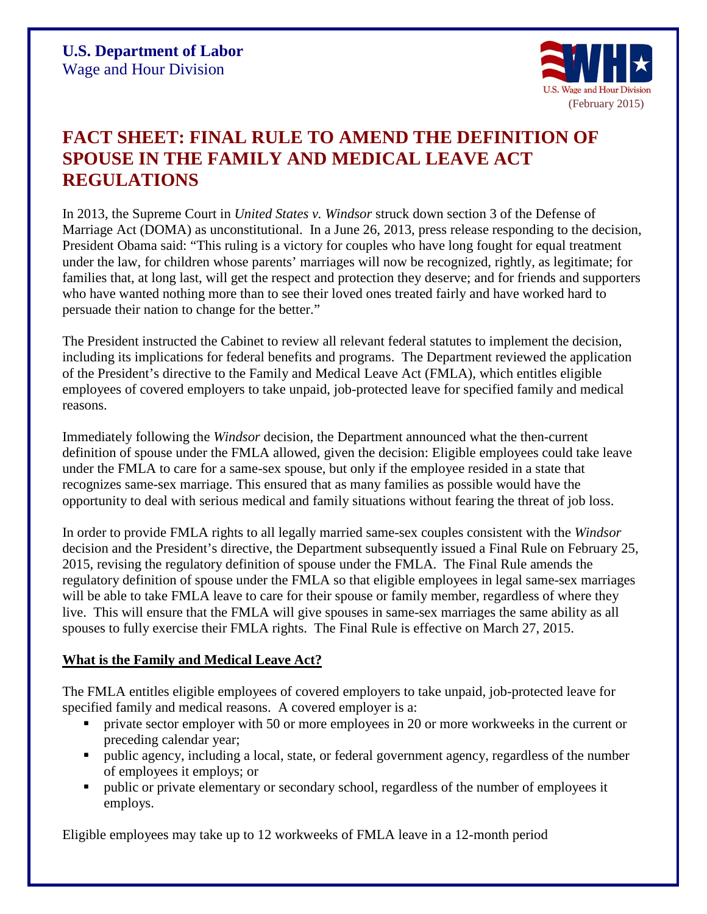**U.S. Department of Labor**
Wage and Hour Division

(February 2015)

# FACT SHEET: FINAL RULE TO AMEND THE DEFINITION OF SPOUSE IN THE FAMILY AND MEDICAL LEAVE ACT REGULATIONS

In 2013, the Supreme Court in *United States v. Windsor* struck down section 3 of the Defense of Marriage Act (DOMA) as unconstitutional. In a June 26, 2013, press release responding to the decision, President Obama said: "This ruling is a victory for couples who have long fought for equal treatment under the law, for children whose parents' marriages will now be recognized, rightly, as legitimate; for families that, at long last, will get the respect and protection they deserve; and for friends and supporters who have wanted nothing more than to see their loved ones treated fairly and have worked hard to persuade their nation to change for the better."

The President instructed the Cabinet to review all relevant federal statutes to implement the decision, including its implications for federal benefits and programs. The Department reviewed the application of the President's directive to the Family and Medical Leave Act (FMLA), which entitles eligible employees of covered employers to take unpaid, job-protected leave for specified family and medical reasons.

Immediately following the *Windsor* decision, the Department announced what the then-current definition of spouse under the FMLA allowed, given the decision: Eligible employees could take leave under the FMLA to care for a same-sex spouse, but only if the employee resided in a state that recognizes same-sex marriage. This ensured that as many families as possible would have the opportunity to deal with serious medical and family situations without fearing the threat of job loss.

In order to provide FMLA rights to all legally married same-sex couples consistent with the *Windsor* decision and the President's directive, the Department subsequently issued a Final Rule on February 25, 2015, revising the regulatory definition of spouse under the FMLA. The Final Rule amends the regulatory definition of spouse under the FMLA so that eligible employees in legal same-sex marriages will be able to take FMLA leave to care for their spouse or family member, regardless of where they live. This will ensure that the FMLA will give spouses in same-sex marriages the same ability as all spouses to fully exercise their FMLA rights. The Final Rule is effective on March 27, 2015.

## What is the Family and Medical Leave Act?

The FMLA entitles eligible employees of covered employers to take unpaid, job-protected leave for specified family and medical reasons. A covered employer is a:

- private sector employer with 50 or more employees in 20 or more workweeks in the current or preceding calendar year;
- public agency, including a local, state, or federal government agency, regardless of the number of employees it employs; or
- public or private elementary or secondary school, regardless of the number of employees it employs.

Eligible employees may take up to 12 workweeks of FMLA leave in a 12-month period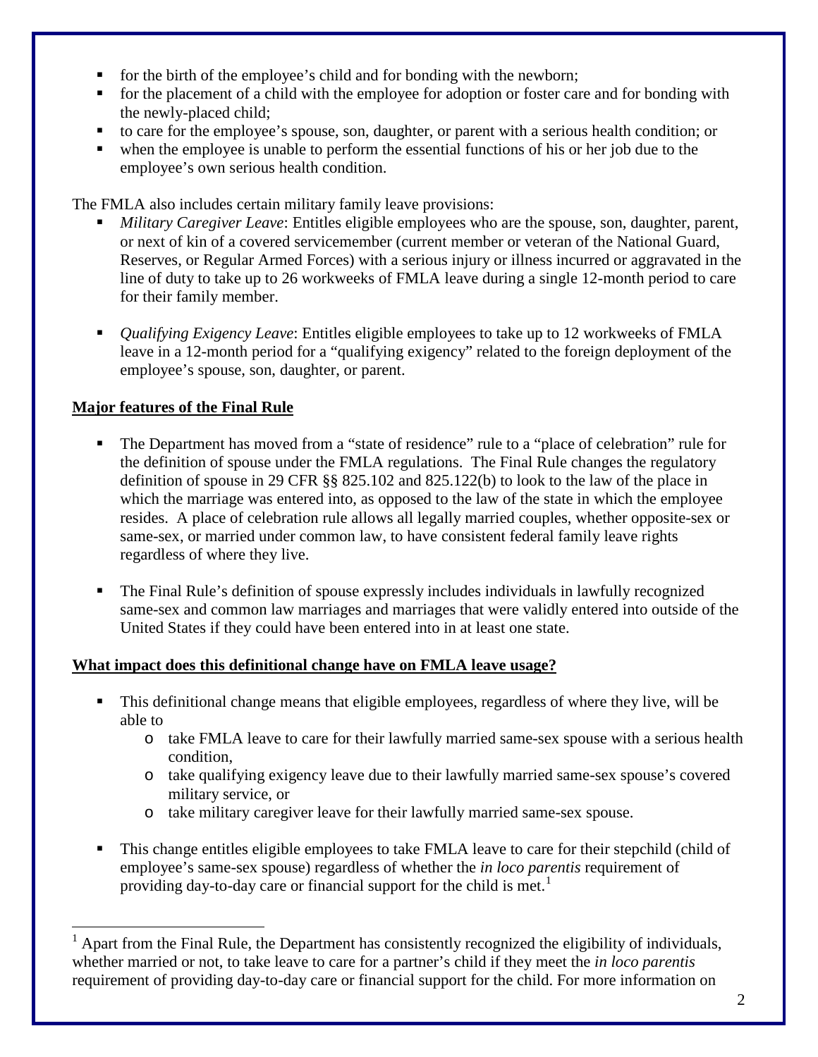- for the birth of the employee's child and for bonding with the newborn;
- for the placement of a child with the employee for adoption or foster care and for bonding with the newly-placed child;
- to care for the employee's spouse, son, daughter, or parent with a serious health condition; or
- when the employee is unable to perform the essential functions of his or her job due to the employee's own serious health condition.

The FMLA also includes certain military family leave provisions:

- *Military Caregiver Leave*: Entitles eligible employees who are the spouse, son, daughter, parent, or next of kin of a covered servicemember (current member or veteran of the National Guard, Reserves, or Regular Armed Forces) with a serious injury or illness incurred or aggravated in the line of duty to take up to 26 workweeks of FMLA leave during a single 12-month period to care for their family member.

- *Qualifying Exigency Leave*: Entitles eligible employees to take up to 12 workweeks of FMLA leave in a 12-month period for a "qualifying exigency" related to the foreign deployment of the employee's spouse, son, daughter, or parent.

**Major features of the Final Rule**

- The Department has moved from a "state of residence" rule to a "place of celebration" rule for the definition of spouse under the FMLA regulations. The Final Rule changes the regulatory definition of spouse in 29 CFR §§ 825.102 and 825.122(b) to look to the law of the place in which the marriage was entered into, as opposed to the law of the state in which the employee resides. A place of celebration rule allows all legally married couples, whether opposite-sex or same-sex, or married under common law, to have consistent federal family leave rights regardless of where they live.

- The Final Rule's definition of spouse expressly includes individuals in lawfully recognized same-sex and common law marriages and marriages that were validly entered into outside of the United States if they could have been entered into in at least one state.

**What impact does this definitional change have on FMLA leave usage?**

- This definitional change means that eligible employees, regardless of where they live, will be able to
  - take FMLA leave to care for their lawfully married same-sex spouse with a serious health condition,
  - take qualifying exigency leave due to their lawfully married same-sex spouse's covered military service, or
  - take military caregiver leave for their lawfully married same-sex spouse.

- This change entitles eligible employees to take FMLA leave to care for their stepchild (child of employee's same-sex spouse) regardless of whether the *in loco parentis* requirement of providing day-to-day care or financial support for the child is met.[1]

[1] Apart from the Final Rule, the Department has consistently recognized the eligibility of individuals, whether married or not, to take leave to care for a partner's child if they meet the *in loco parentis* requirement of providing day-to-day care or financial support for the child. For more information on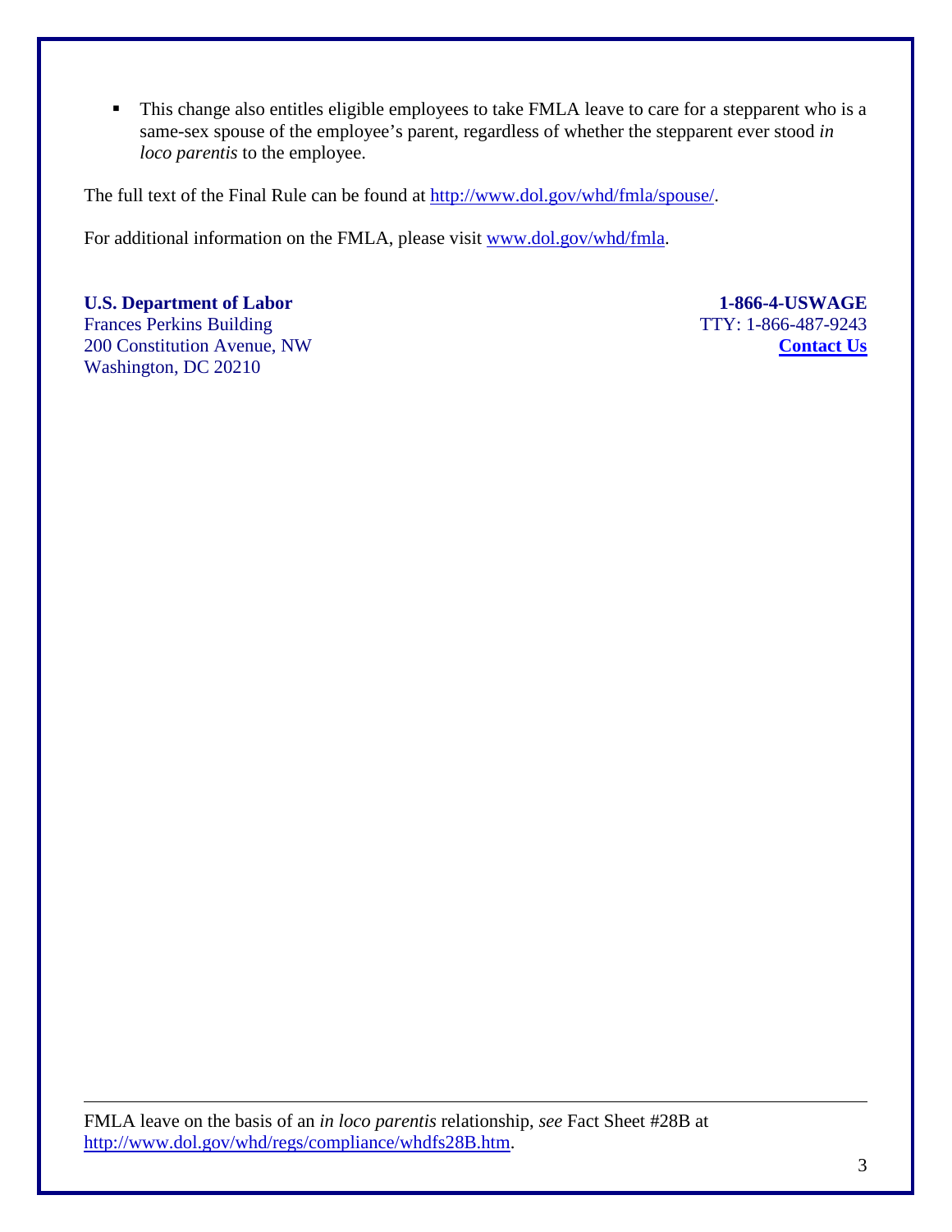- This change also entitles eligible employees to take FMLA leave to care for a stepparent who is a same-sex spouse of the employee's parent, regardless of whether the stepparent ever stood *in loco parentis* to the employee.

The full text of the Final Rule can be found at [http://www.dol.gov/whd/fmla/spouse/](http://www.dol.gov/whd/fmla/spouse/).

For additional information on the FMLA, please visit [www.dol.gov/whd/fmla](http://www.dol.gov/whd/fmla).

**U.S. Department of Labor**
Frances Perkins Building
200 Constitution Avenue, NW
Washington, DC 20210

**1-866-4-USWAGE**
TTY: 1-866-487-9243
**Contact Us**

---

FMLA leave on the basis of an *in loco parentis* relationship, *see* Fact Sheet #28B at [http://www.dol.gov/whd/regs/compliance/whdfs28B.htm](http://www.dol.gov/whd/regs/compliance/whdfs28B.htm).